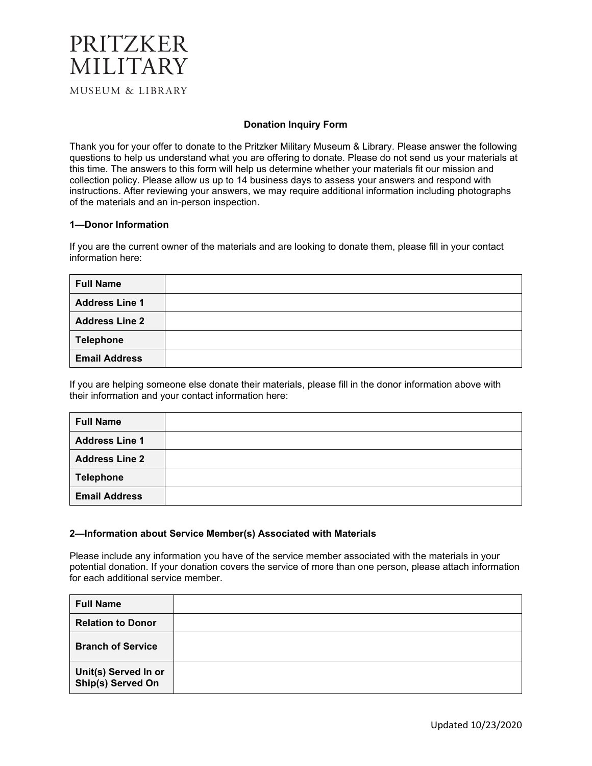PRITZKER
MILITARY
MUSEUM & LIBRARY

# Donation Inquiry Form

Thank you for your offer to donate to the Pritzker Military Museum & Library. Please answer the following questions to help us understand what you are offering to donate. Please do not send us your materials at this time. The answers to this form will help us determine whether your materials fit our mission and collection policy. Please allow us up to 14 business days to assess your answers and respond with instructions. After reviewing your answers, we may require additional information including photographs of the materials and an in-person inspection.

## 1—Donor Information

If you are the current owner of the materials and are looking to donate them, please fill in your contact information here:

| **Full Name** | |
|---|---|
| **Address Line 1** | |
| **Address Line 2** | |
| **Telephone** | |
| **Email Address** | |

If you are helping someone else donate their materials, please fill in the donor information above with their information and your contact information here:

| **Full Name** | |
|---|---|
| **Address Line 1** | |
| **Address Line 2** | |
| **Telephone** | |
| **Email Address** | |

## 2—Information about Service Member(s) Associated with Materials

Please include any information you have of the service member associated with the materials in your potential donation. If your donation covers the service of more than one person, please attach information for each additional service member.

| **Full Name** | |
|---|---|
| **Relation to Donor** | |
| **Branch of Service** | |
| **Unit(s) Served In or Ship(s) Served On** | |

Updated 10/23/2020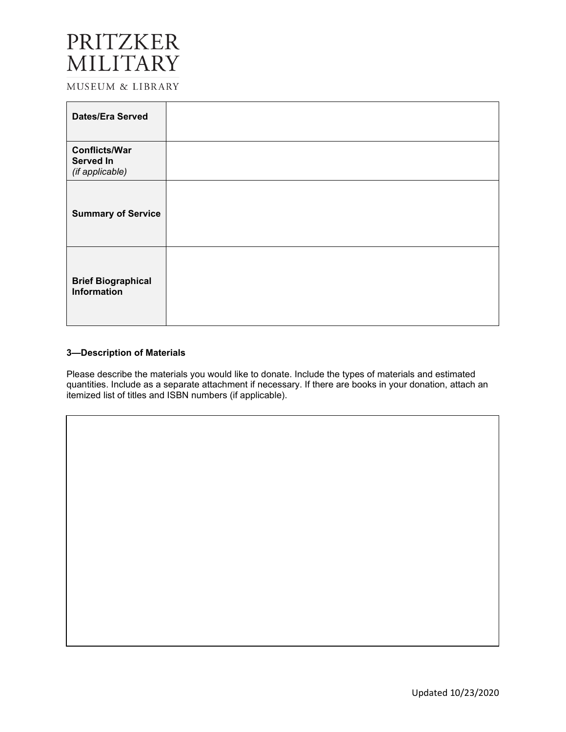PRITZKER MILITARY

MUSEUM & LIBRARY

| | |
|---|---|
| **Dates/Era Served** | |
| **Conflicts/War Served In** *(if applicable)* | |
| **Summary of Service** | |
| **Brief Biographical Information** | |

**3—Description of Materials**

Please describe the materials you would like to donate. Include the types of materials and estimated quantities. Include as a separate attachment if necessary. If there are books in your donation, attach an itemized list of titles and ISBN numbers (if applicable).

Updated 10/23/2020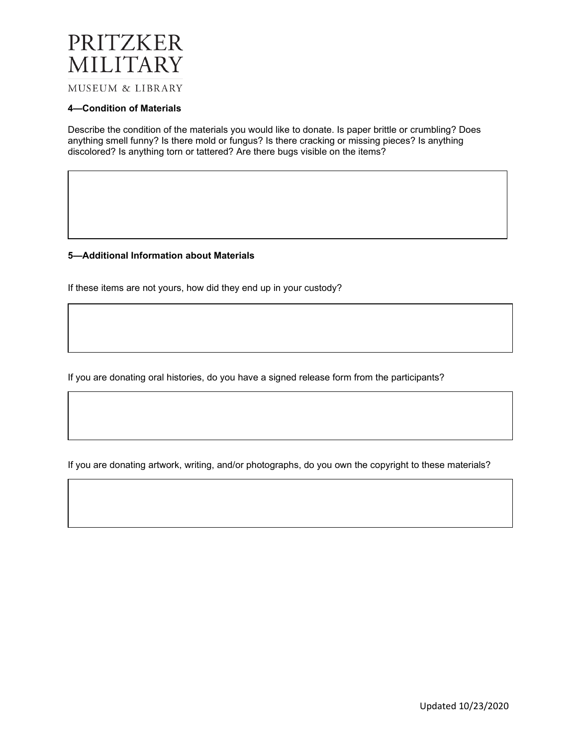PRITZKER MILITARY

MUSEUM & LIBRARY

**4—Condition of Materials**

Describe the condition of the materials you would like to donate. Is paper brittle or crumbling? Does anything smell funny? Is there mold or fungus? Is there cracking or missing pieces? Is anything discolored? Is anything torn or tattered? Are there bugs visible on the items?

**5—Additional Information about Materials**

If these items are not yours, how did they end up in your custody?

If you are donating oral histories, do you have a signed release form from the participants?

If you are donating artwork, writing, and/or photographs, do you own the copyright to these materials?

Updated 10/23/2020